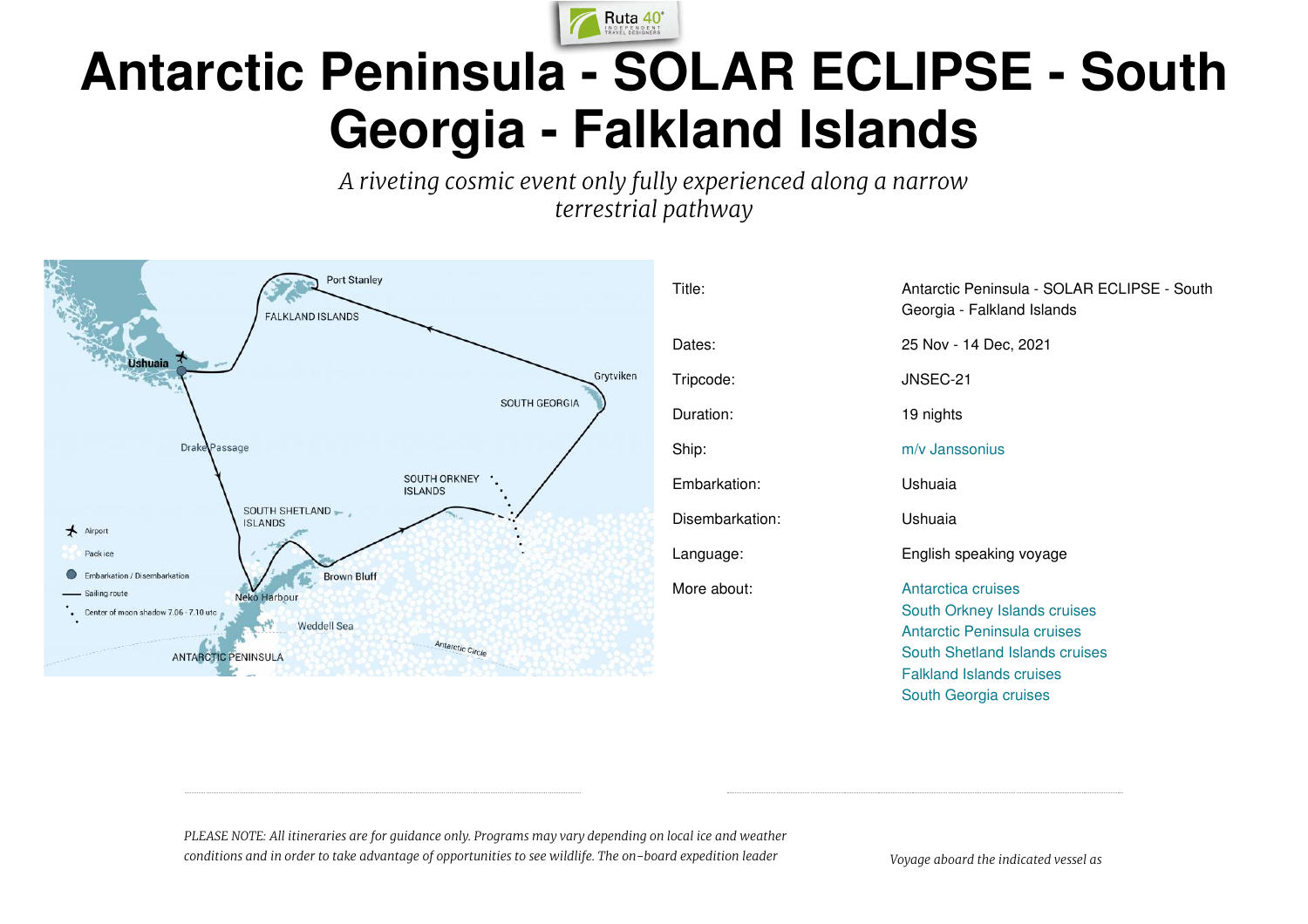# Antarctic Peninsula - SOLAR ECLIPSE - South Georgia - Falkland Islands

*A riveting cosmic event only fully experienced along a narrow terrestrial pathway*

| | |
|---|---|
| Title: | Antarctic Peninsula - SOLAR ECLIPSE - South Georgia - Falkland Islands |
| Dates: | 25 Nov - 14 Dec, 2021 |
| Tripcode: | JNSEC-21 |
| Duration: | 19 nights |
| Ship: | m/v Janssonius |
| Embarkation: | Ushuaia |
| Disembarkation: | Ushuaia |
| Language: | English speaking voyage |
| More about: | Antarctica cruises<br>South Orkney Islands cruises<br>Antarctic Peninsula cruises<br>South Shetland Islands cruises<br>Falkland Islands cruises<br>South Georgia cruises |

*PLEASE NOTE: All itineraries are for guidance only. Programs may vary depending on local ice and weather conditions and in order to take advantage of opportunities to see wildlife. The on-board expedition leader*

*Voyage aboard the indicated vessel as*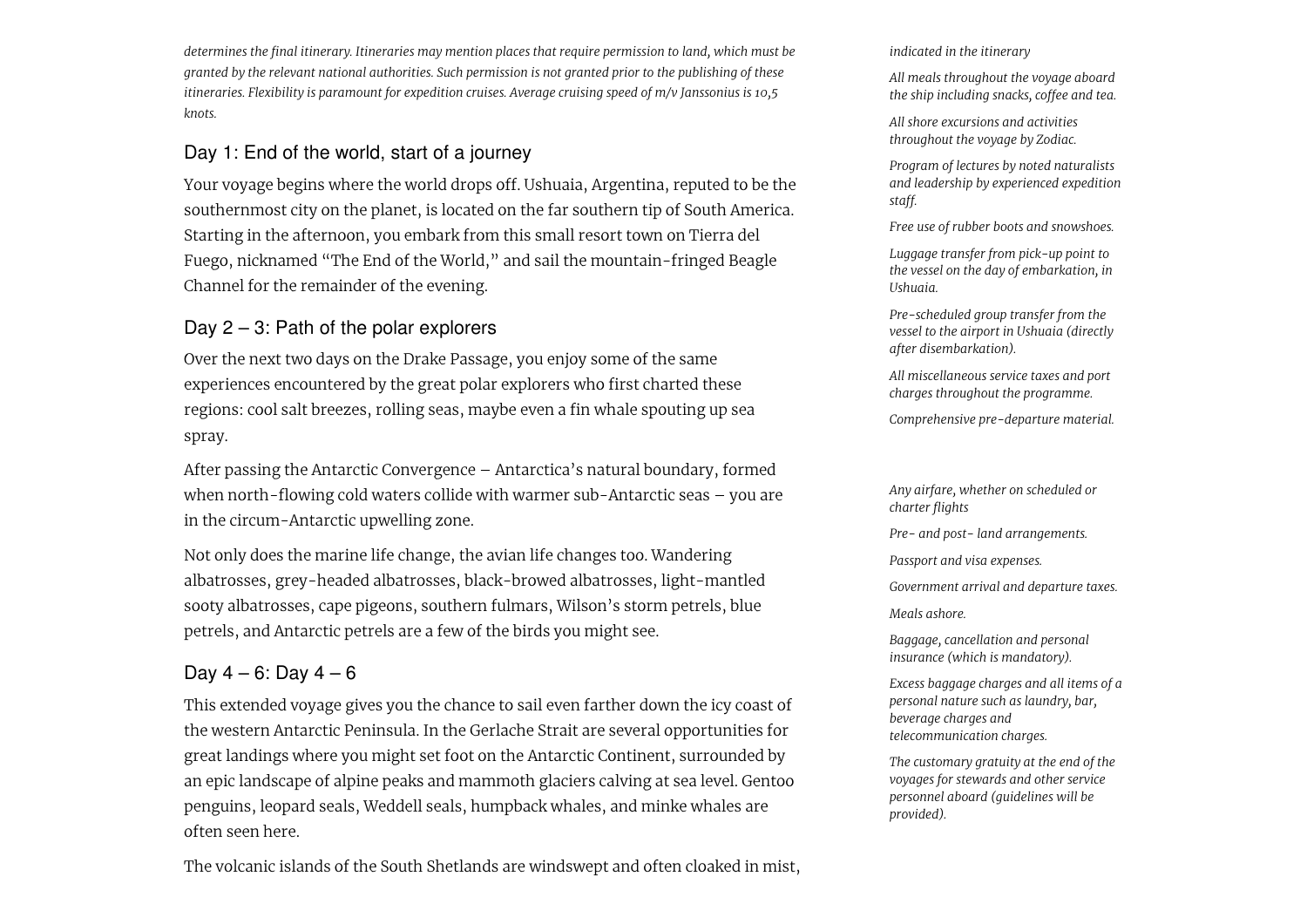*determines the final itinerary. Itineraries may mention places that require permission to land, which must be granted by the relevant national authorities. Such permission is not granted prior to the publishing of these itineraries. Flexibility is paramount for expedition cruises. Average cruising speed of m/v Janssonius is 10,5 knots.*

## Day 1: End of the world, start of a journey

Your voyage begins where the world drops off. Ushuaia, Argentina, reputed to be the southernmost city on the planet, is located on the far southern tip of South America. Starting in the afternoon, you embark from this small resort town on Tierra del Fuego, nicknamed "The End of the World," and sail the mountain-fringed Beagle Channel for the remainder of the evening.

## Day 2 – 3: Path of the polar explorers

Over the next two days on the Drake Passage, you enjoy some of the same experiences encountered by the great polar explorers who first charted these regions: cool salt breezes, rolling seas, maybe even a fin whale spouting up sea spray.

After passing the Antarctic Convergence – Antarctica's natural boundary, formed when north-flowing cold waters collide with warmer sub-Antarctic seas – you are in the circum-Antarctic upwelling zone.

Not only does the marine life change, the avian life changes too. Wandering albatrosses, grey-headed albatrosses, black-browed albatrosses, light-mantled sooty albatrosses, cape pigeons, southern fulmars, Wilson's storm petrels, blue petrels, and Antarctic petrels are a few of the birds you might see.

## Day 4 – 6: Day 4 – 6

This extended voyage gives you the chance to sail even farther down the icy coast of the western Antarctic Peninsula. In the Gerlache Strait are several opportunities for great landings where you might set foot on the Antarctic Continent, surrounded by an epic landscape of alpine peaks and mammoth glaciers calving at sea level. Gentoo penguins, leopard seals, Weddell seals, humpback whales, and minke whales are often seen here.

The volcanic islands of the South Shetlands are windswept and often cloaked in mist,

*indicated in the itinerary*

*All meals throughout the voyage aboard the ship including snacks, coffee and tea.*

*All shore excursions and activities throughout the voyage by Zodiac.*

*Program of lectures by noted naturalists and leadership by experienced expedition staff.*

*Free use of rubber boots and snowshoes.*

*Luggage transfer from pick-up point to the vessel on the day of embarkation, in Ushuaia.*

*Pre-scheduled group transfer from the vessel to the airport in Ushuaia (directly after disembarkation).*

*All miscellaneous service taxes and port charges throughout the programme.*

*Comprehensive pre-departure material.*

*Any airfare, whether on scheduled or charter flights*

*Pre- and post- land arrangements.*

*Passport and visa expenses.*

*Government arrival and departure taxes.*

*Meals ashore.*

*Baggage, cancellation and personal insurance (which is mandatory).*

*Excess baggage charges and all items of a personal nature such as laundry, bar, beverage charges and telecommunication charges.*

*The customary gratuity at the end of the voyages for stewards and other service personnel aboard (guidelines will be provided).*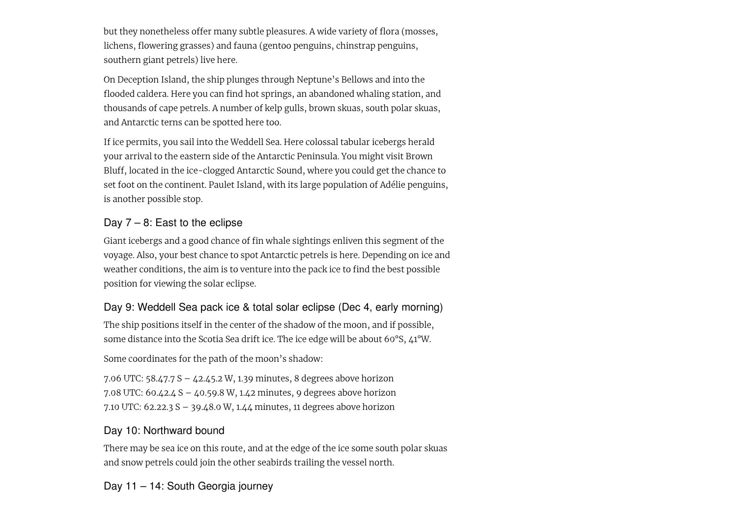but they nonetheless offer many subtle pleasures. A wide variety of flora (mosses, lichens, flowering grasses) and fauna (gentoo penguins, chinstrap penguins, southern giant petrels) live here.

On Deception Island, the ship plunges through Neptune's Bellows and into the flooded caldera. Here you can find hot springs, an abandoned whaling station, and thousands of cape petrels. A number of kelp gulls, brown skuas, south polar skuas, and Antarctic terns can be spotted here too.

If ice permits, you sail into the Weddell Sea. Here colossal tabular icebergs herald your arrival to the eastern side of the Antarctic Peninsula. You might visit Brown Bluff, located in the ice-clogged Antarctic Sound, where you could get the chance to set foot on the continent. Paulet Island, with its large population of Adélie penguins, is another possible stop.

### Day 7 – 8: East to the eclipse

Giant icebergs and a good chance of fin whale sightings enliven this segment of the voyage. Also, your best chance to spot Antarctic petrels is here. Depending on ice and weather conditions, the aim is to venture into the pack ice to find the best possible position for viewing the solar eclipse.

### Day 9: Weddell Sea pack ice & total solar eclipse (Dec 4, early morning)

The ship positions itself in the center of the shadow of the moon, and if possible, some distance into the Scotia Sea drift ice. The ice edge will be about 60°S, 41°W.

Some coordinates for the path of the moon's shadow:

7.06 UTC: 58.47.7 S – 42.45.2 W, 1.39 minutes, 8 degrees above horizon
7.08 UTC: 60.42.4 S – 40.59.8 W, 1.42 minutes, 9 degrees above horizon
7.10 UTC: 62.22.3 S – 39.48.0 W, 1.44 minutes, 11 degrees above horizon

### Day 10: Northward bound

There may be sea ice on this route, and at the edge of the ice some south polar skuas and snow petrels could join the other seabirds trailing the vessel north.

### Day 11 – 14: South Georgia journey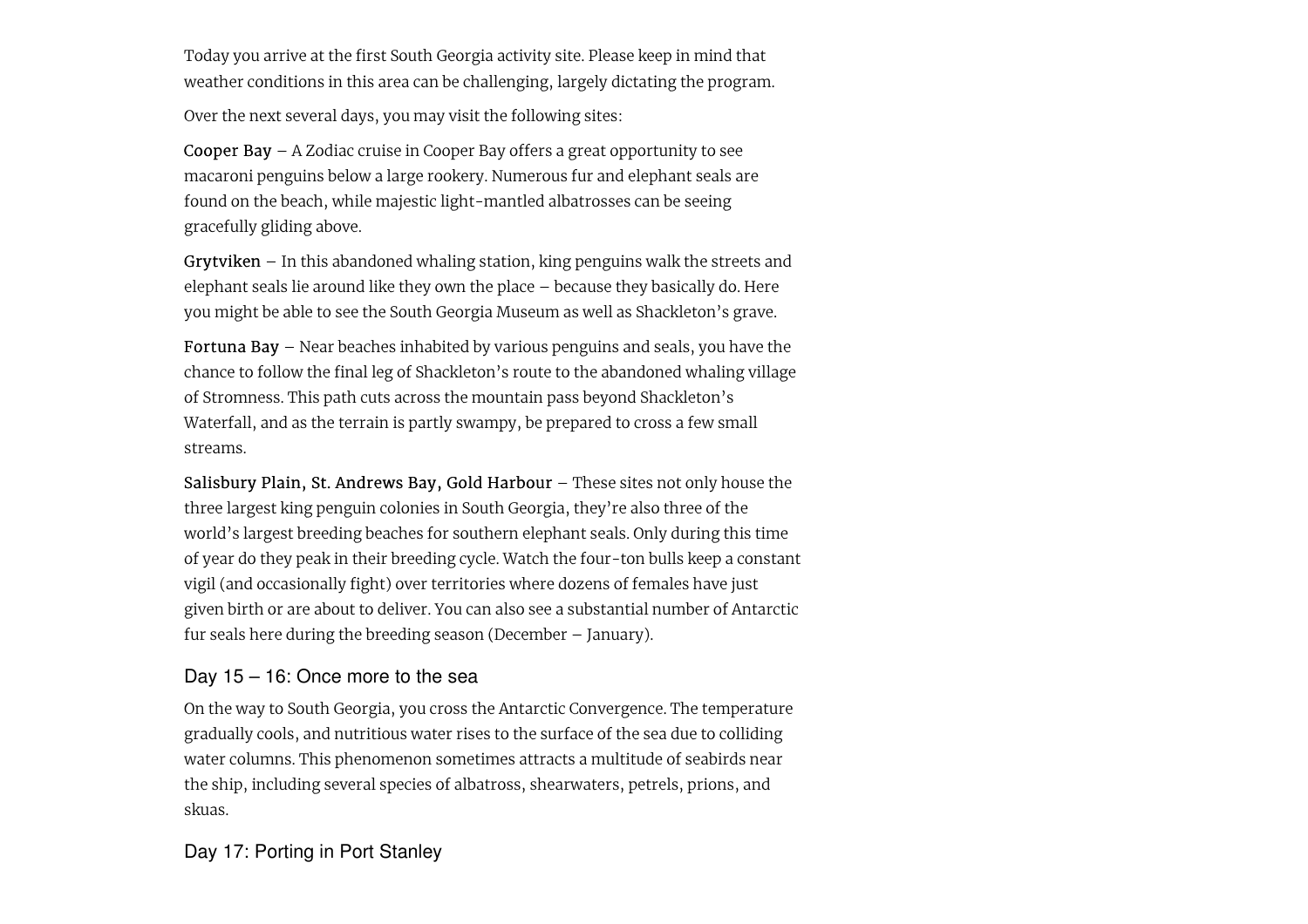Today you arrive at the first South Georgia activity site. Please keep in mind that weather conditions in this area can be challenging, largely dictating the program.

Over the next several days, you may visit the following sites:

**Cooper Bay** – A Zodiac cruise in Cooper Bay offers a great opportunity to see macaroni penguins below a large rookery. Numerous fur and elephant seals are found on the beach, while majestic light-mantled albatrosses can be seeing gracefully gliding above.

**Grytviken** – In this abandoned whaling station, king penguins walk the streets and elephant seals lie around like they own the place – because they basically do. Here you might be able to see the South Georgia Museum as well as Shackleton's grave.

**Fortuna Bay** – Near beaches inhabited by various penguins and seals, you have the chance to follow the final leg of Shackleton's route to the abandoned whaling village of Stromness. This path cuts across the mountain pass beyond Shackleton's Waterfall, and as the terrain is partly swampy, be prepared to cross a few small streams.

**Salisbury Plain, St. Andrews Bay, Gold Harbour** – These sites not only house the three largest king penguin colonies in South Georgia, they're also three of the world's largest breeding beaches for southern elephant seals. Only during this time of year do they peak in their breeding cycle. Watch the four-ton bulls keep a constant vigil (and occasionally fight) over territories where dozens of females have just given birth or are about to deliver. You can also see a substantial number of Antarctic fur seals here during the breeding season (December – January).

### Day 15 – 16: Once more to the sea

On the way to South Georgia, you cross the Antarctic Convergence. The temperature gradually cools, and nutritious water rises to the surface of the sea due to colliding water columns. This phenomenon sometimes attracts a multitude of seabirds near the ship, including several species of albatross, shearwaters, petrels, prions, and skuas.

### Day 17: Porting in Port Stanley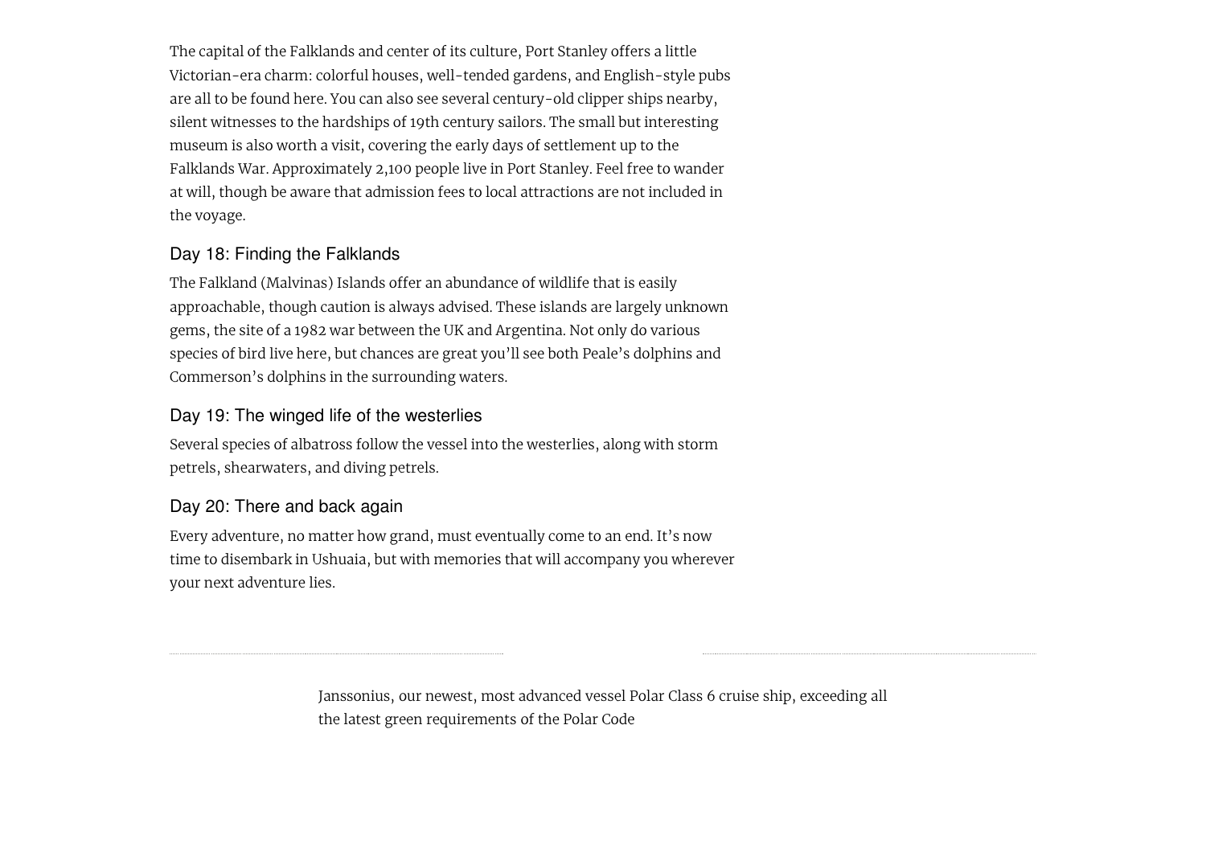The capital of the Falklands and center of its culture, Port Stanley offers a little Victorian-era charm: colorful houses, well-tended gardens, and English-style pubs are all to be found here. You can also see several century-old clipper ships nearby, silent witnesses to the hardships of 19th century sailors. The small but interesting museum is also worth a visit, covering the early days of settlement up to the Falklands War. Approximately 2,100 people live in Port Stanley. Feel free to wander at will, though be aware that admission fees to local attractions are not included in the voyage.

### Day 18: Finding the Falklands

The Falkland (Malvinas) Islands offer an abundance of wildlife that is easily approachable, though caution is always advised. These islands are largely unknown gems, the site of a 1982 war between the UK and Argentina. Not only do various species of bird live here, but chances are great you'll see both Peale's dolphins and Commerson's dolphins in the surrounding waters.

### Day 19: The winged life of the westerlies

Several species of albatross follow the vessel into the westerlies, along with storm petrels, shearwaters, and diving petrels.

### Day 20: There and back again

Every adventure, no matter how grand, must eventually come to an end. It's now time to disembark in Ushuaia, but with memories that will accompany you wherever your next adventure lies.

---

Janssonius, our newest, most advanced vessel Polar Class 6 cruise ship, exceeding all the latest green requirements of the Polar Code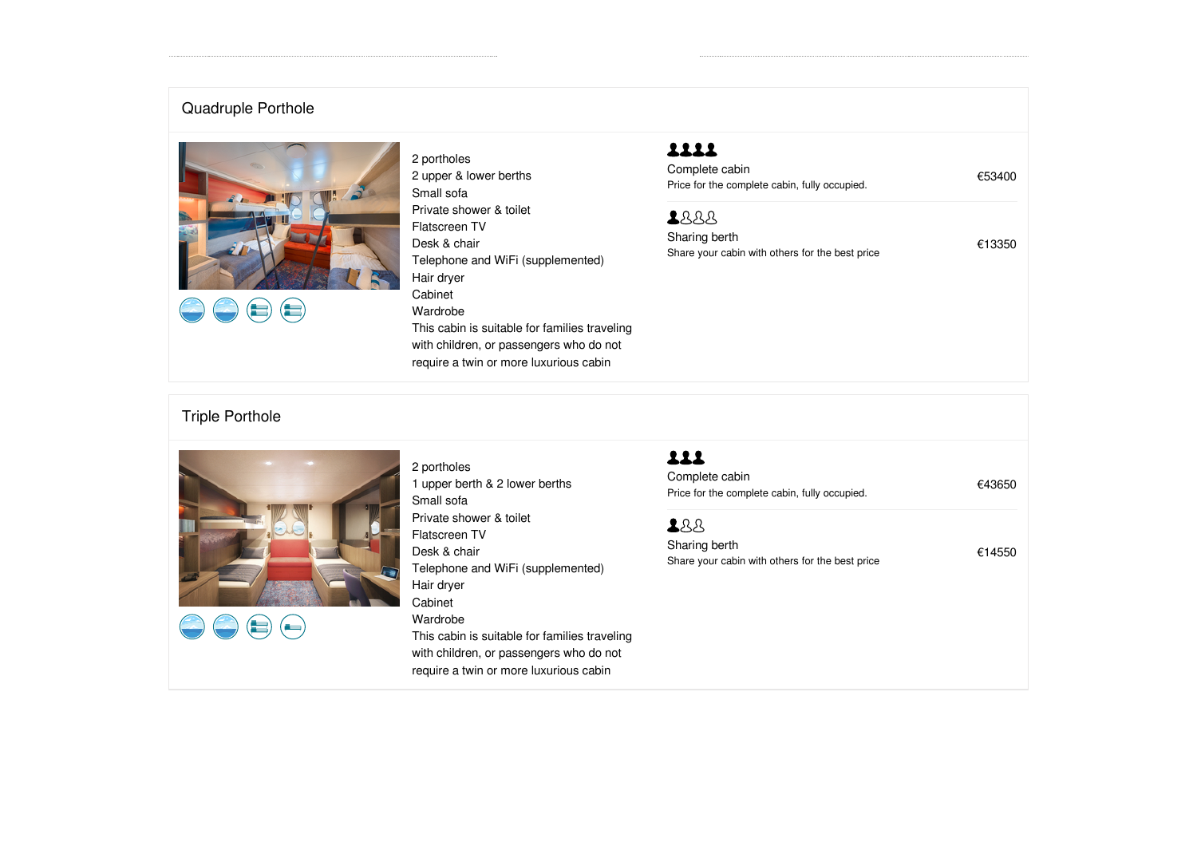## Quadruple Porthole

2 portholes
2 upper & lower berths
Small sofa
Private shower & toilet
Flatscreen TV
Desk & chair
Telephone and WiFi (supplemented)
Hair dryer
Cabinet
Wardrobe
This cabin is suitable for families traveling with children, or passengers who do not require a twin or more luxurious cabin

| | |
|---|---|
| **Complete cabin**<br>Price for the complete cabin, fully occupied. | €53400 |
| **Sharing berth**<br>Share your cabin with others for the best price | €13350 |

## Triple Porthole

2 portholes
1 upper berth & 2 lower berths
Small sofa
Private shower & toilet
Flatscreen TV
Desk & chair
Telephone and WiFi (supplemented)
Hair dryer
Cabinet
Wardrobe
This cabin is suitable for families traveling with children, or passengers who do not require a twin or more luxurious cabin

| | |
|---|---|
| **Complete cabin**<br>Price for the complete cabin, fully occupied. | €43650 |
| **Sharing berth**<br>Share your cabin with others for the best price | €14550 |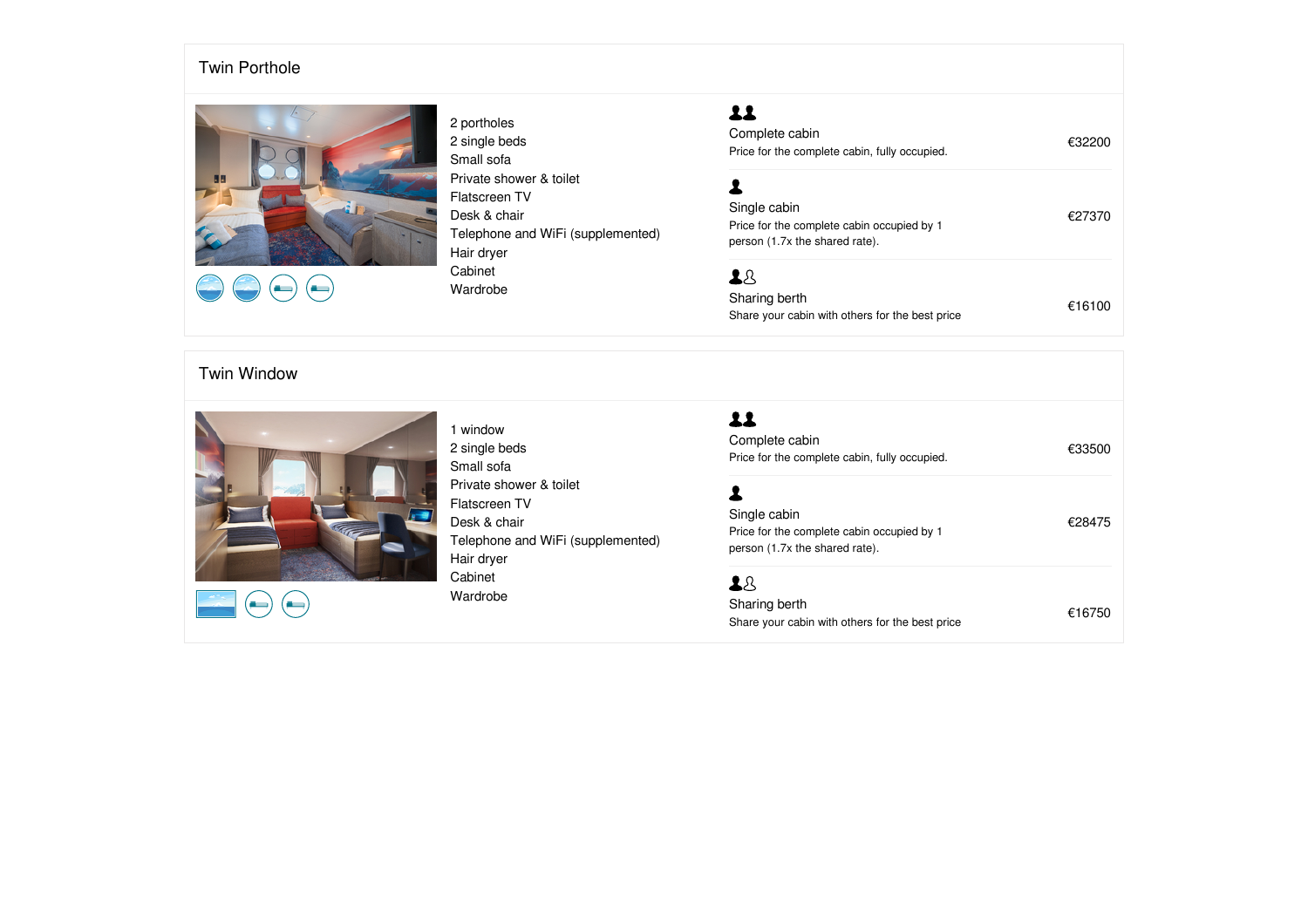## Twin Porthole

- 2 portholes
- 2 single beds
- Small sofa
- Private shower & toilet
- Flatscreen TV
- Desk & chair
- Telephone and WiFi (supplemented)
- Hair dryer
- Cabinet
- Wardrobe

| Option | Description | Price |
| --- | --- | --- |
| Complete cabin | Price for the complete cabin, fully occupied. | €32200 |
| Single cabin | Price for the complete cabin occupied by 1 person (1.7x the shared rate). | €27370 |
| Sharing berth | Share your cabin with others for the best price | €16100 |

## Twin Window

- 1 window
- 2 single beds
- Small sofa
- Private shower & toilet
- Flatscreen TV
- Desk & chair
- Telephone and WiFi (supplemented)
- Hair dryer
- Cabinet
- Wardrobe

| Option | Description | Price |
| --- | --- | --- |
| Complete cabin | Price for the complete cabin, fully occupied. | €33500 |
| Single cabin | Price for the complete cabin occupied by 1 person (1.7x the shared rate). | €28475 |
| Sharing berth | Share your cabin with others for the best price | €16750 |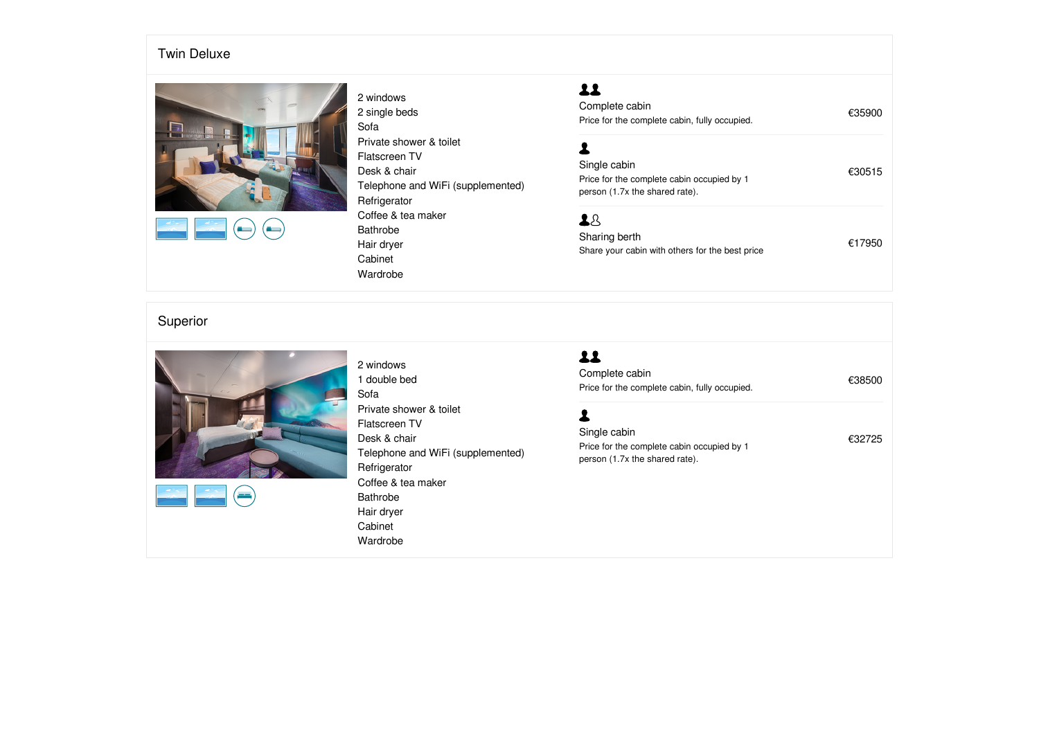## Twin Deluxe

- 2 windows
- 2 single beds
- Sofa
- Private shower & toilet
- Flatscreen TV
- Desk & chair
- Telephone and WiFi (supplemented)
- Refrigerator
- Coffee & tea maker
- Bathrobe
- Hair dryer
- Cabinet
- Wardrobe

| Option | Description | Price |
| --- | --- | --- |
| Complete cabin | Price for the complete cabin, fully occupied. | €35900 |
| Single cabin | Price for the complete cabin occupied by 1 person (1.7x the shared rate). | €30515 |
| Sharing berth | Share your cabin with others for the best price | €17950 |

## Superior

- 2 windows
- 1 double bed
- Sofa
- Private shower & toilet
- Flatscreen TV
- Desk & chair
- Telephone and WiFi (supplemented)
- Refrigerator
- Coffee & tea maker
- Bathrobe
- Hair dryer
- Cabinet
- Wardrobe

| Option | Description | Price |
| --- | --- | --- |
| Complete cabin | Price for the complete cabin, fully occupied. | €38500 |
| Single cabin | Price for the complete cabin occupied by 1 person (1.7x the shared rate). | €32725 |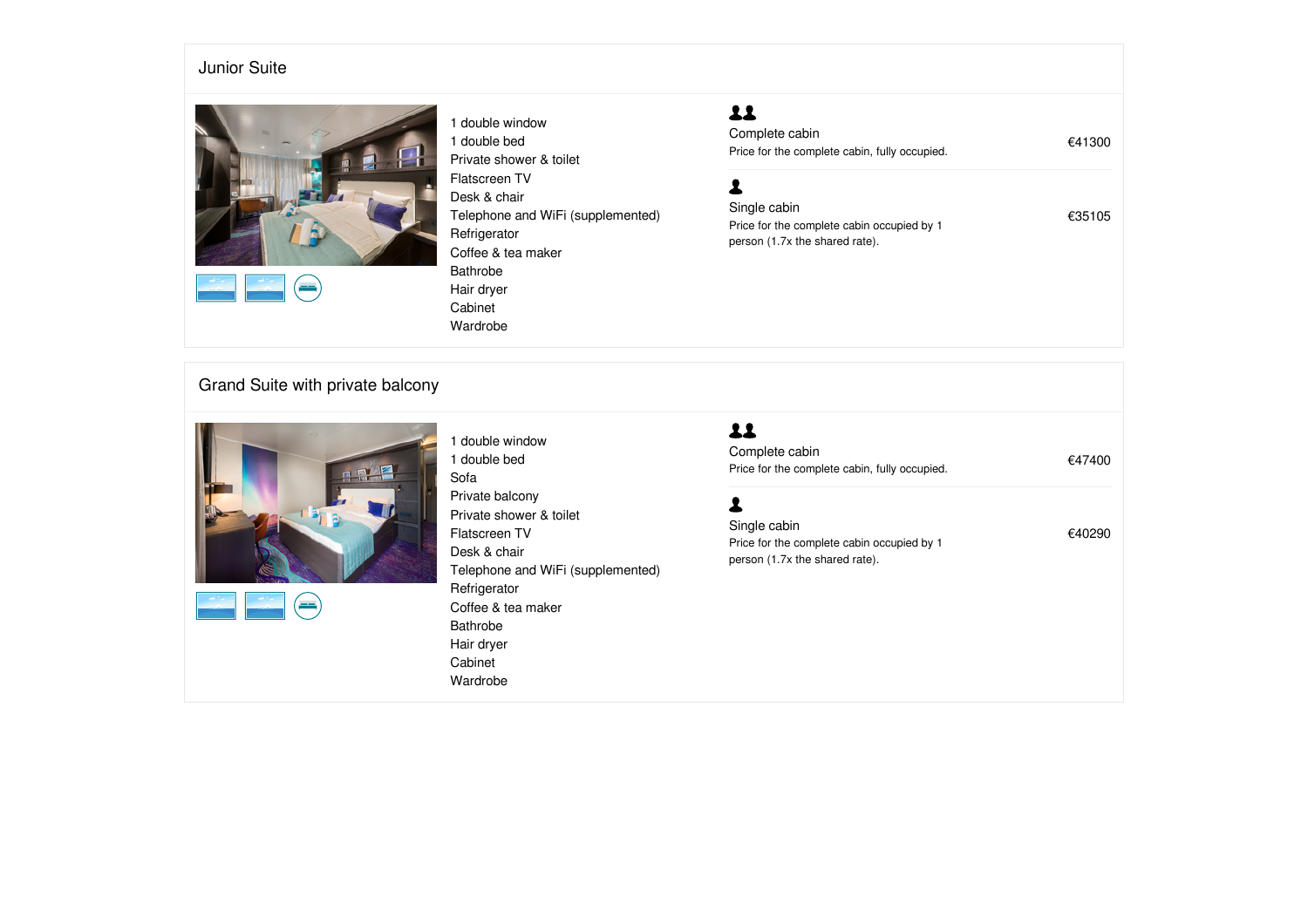## Junior Suite

1 double window
1 double bed
Private shower & toilet
Flatscreen TV
Desk & chair
Telephone and WiFi (supplemented)
Refrigerator
Coffee & tea maker
Bathrobe
Hair dryer
Cabinet
Wardrobe

| | |
|---|---|
| **Complete cabin**<br>Price for the complete cabin, fully occupied. | €41300 |
| **Single cabin**<br>Price for the complete cabin occupied by 1 person (1.7x the shared rate). | €35105 |

## Grand Suite with private balcony

1 double window
1 double bed
Sofa
Private balcony
Private shower & toilet
Flatscreen TV
Desk & chair
Telephone and WiFi (supplemented)
Refrigerator
Coffee & tea maker
Bathrobe
Hair dryer
Cabinet
Wardrobe

| | |
|---|---|
| **Complete cabin**<br>Price for the complete cabin, fully occupied. | €47400 |
| **Single cabin**<br>Price for the complete cabin occupied by 1 person (1.7x the shared rate). | €40290 |